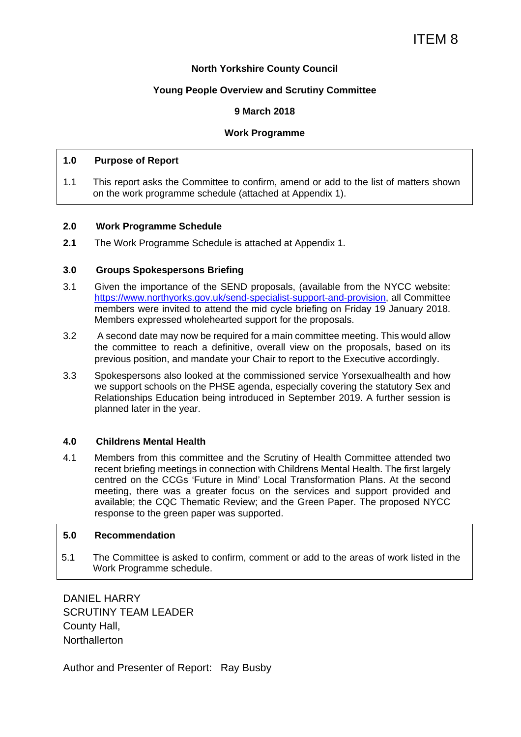ITEM 8

**North Yorkshire County Council**

**Young People Overview and Scrutiny Committee**

**9 March 2018**

**Work Programme**

## 1.0 Purpose of Report

1.1 This report asks the Committee to confirm, amend or add to the list of matters shown on the work programme schedule (attached at Appendix 1).

## 2.0 Work Programme Schedule

**2.1** The Work Programme Schedule is attached at Appendix 1.

## 3.0 Groups Spokespersons Briefing

3.1 Given the importance of the SEND proposals, (available from the NYCC website: [https://www.northyorks.gov.uk/send-specialist-support-and-provision](https://www.northyorks.gov.uk/send-specialist-support-and-provision), all Committee members were invited to attend the mid cycle briefing on Friday 19 January 2018. Members expressed wholehearted support for the proposals.

3.2 A second date may now be required for a main committee meeting. This would allow the committee to reach a definitive, overall view on the proposals, based on its previous position, and mandate your Chair to report to the Executive accordingly.

3.3 Spokespersons also looked at the commissioned service Yorsexualhealth and how we support schools on the PHSE agenda, especially covering the statutory Sex and Relationships Education being introduced in September 2019. A further session is planned later in the year.

## 4.0 Childrens Mental Health

4.1 Members from this committee and the Scrutiny of Health Committee attended two recent briefing meetings in connection with Childrens Mental Health. The first largely centred on the CCGs 'Future in Mind' Local Transformation Plans. At the second meeting, there was a greater focus on the services and support provided and available; the CQC Thematic Review; and the Green Paper. The proposed NYCC response to the green paper was supported.

## 5.0 Recommendation

5.1 The Committee is asked to confirm, comment or add to the areas of work listed in the Work Programme schedule.

DANIEL HARRY
SCRUTINY TEAM LEADER
County Hall,
Northallerton

Author and Presenter of Report: Ray Busby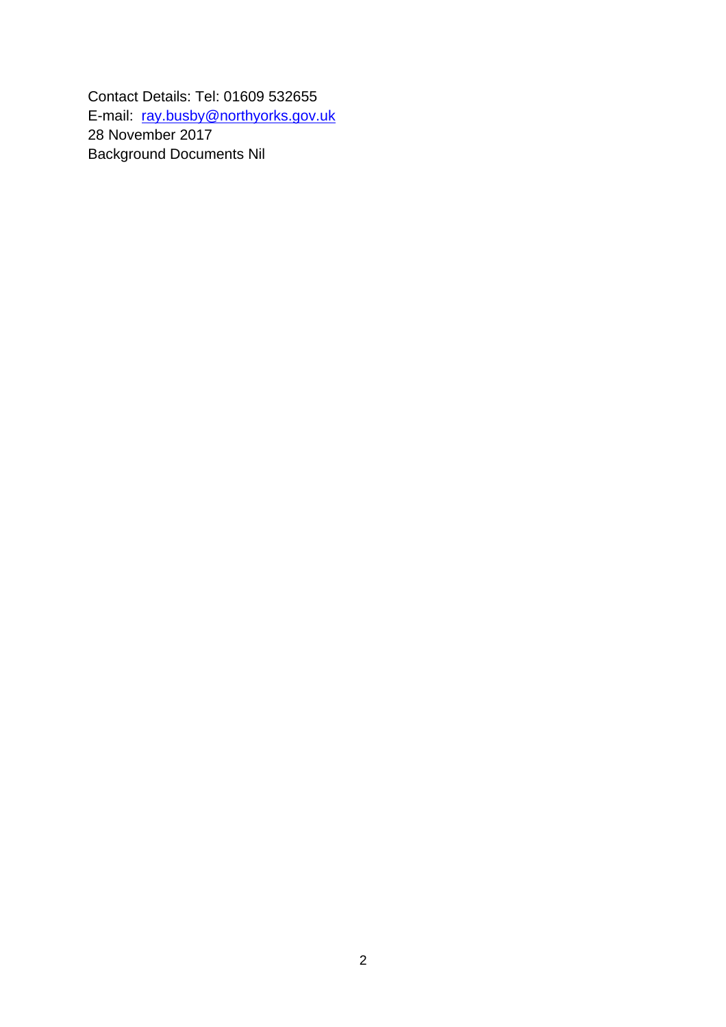Contact Details: Tel: 01609 532655
E-mail: ray.busby@northyorks.gov.uk
28 November 2017
Background Documents Nil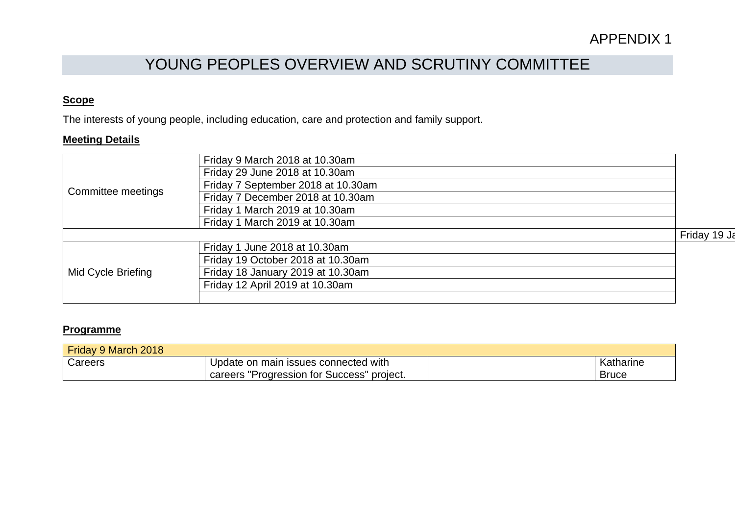APPENDIX 1

# YOUNG PEOPLES OVERVIEW AND SCRUTINY COMMITTEE

**Scope**

The interests of young people, including education, care and protection and family support.

**Meeting Details**

| | |
|---|---|
| Committee meetings | Friday 9 March 2018 at 10.30am |
| | Friday 29 June 2018 at 10.30am |
| | Friday 7 September 2018 at 10.30am |
| | Friday 7 December 2018 at 10.30am |
| | Friday 1 March 2019 at 10.30am |
| | Friday 1 March 2019 at 10.30am |
| | Friday 19 Ja |
| Mid Cycle Briefing | Friday 1 June 2018 at 10.30am |
| | Friday 19 October 2018 at 10.30am |
| | Friday 18 January 2019 at 10.30am |
| | Friday 12 April 2019 at 10.30am |
| | |

**Programme**

| Friday 9 March 2018 | | | |
|---|---|---|---|
| Careers | Update on main issues connected with careers "Progression for Success" project. | | Katharine Bruce |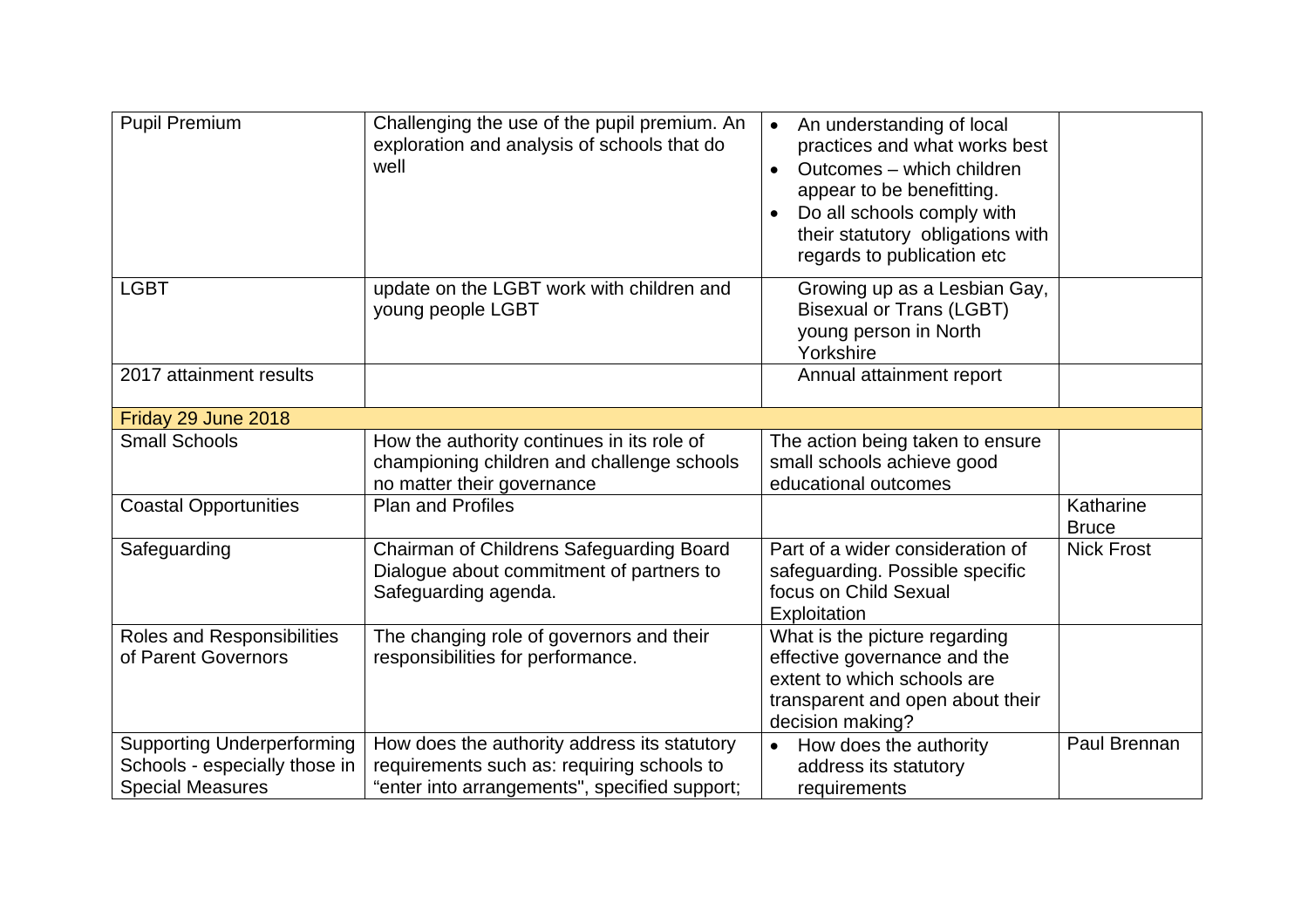| | | | |
|---|---|---|---|
| Pupil Premium | Challenging the use of the pupil premium. An exploration and analysis of schools that do well | • An understanding of local practices and what works best<br>• Outcomes – which children appear to be benefitting.<br>• Do all schools comply with their statutory obligations with regards to publication etc | |
| LGBT | update on the LGBT work with children and young people LGBT | Growing up as a Lesbian Gay, Bisexual or Trans (LGBT) young person in North Yorkshire | |
| 2017 attainment results | | Annual attainment report | |
| **Friday 29 June 2018** | | | |
| Small Schools | How the authority continues in its role of championing children and challenge schools no matter their governance | The action being taken to ensure small schools achieve good educational outcomes | |
| Coastal Opportunities | Plan and Profiles | | Katharine Bruce |
| Safeguarding | Chairman of Childrens Safeguarding Board Dialogue about commitment of partners to Safeguarding agenda. | Part of a wider consideration of safeguarding. Possible specific focus on Child Sexual Exploitation | Nick Frost |
| Roles and Responsibilities of Parent Governors | The changing role of governors and their responsibilities for performance. | What is the picture regarding effective governance and the extent to which schools are transparent and open about their decision making? | |
| Supporting Underperforming Schools - especially those in Special Measures | How does the authority address its statutory requirements such as: requiring schools to "enter into arrangements", specified support; | • How does the authority address its statutory requirements | Paul Brennan |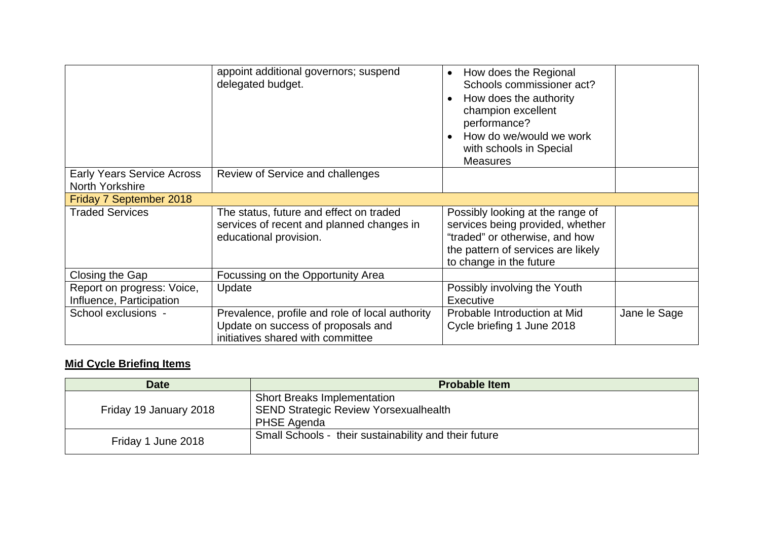| | | | |
|---|---|---|---|
| | appoint additional governors; suspend delegated budget. | • How does the Regional Schools commissioner act?<br>• How does the authority champion excellent performance?<br>• How do we/would we work with schools in Special Measures | |
| Early Years Service Across North Yorkshire | Review of Service and challenges | | |
| Friday 7 September 2018 | | | |
| Traded Services | The status, future and effect on traded services of recent and planned changes in educational provision. | Possibly looking at the range of services being provided, whether "traded" or otherwise, and how the pattern of services are likely to change in the future | |
| Closing the Gap | Focussing on the Opportunity Area | | |
| Report on progress: Voice, Influence, Participation | Update | Possibly involving the Youth Executive | |
| School exclusions - | Prevalence, profile and role of local authority Update on success of proposals and initiatives shared with committee | Probable Introduction at Mid Cycle briefing 1 June 2018 | Jane le Sage |

**Mid Cycle Briefing Items**

| Date | Probable Item |
|---|---|
| Friday 19 January 2018 | Short Breaks Implementation<br>SEND Strategic Review Yorsexualhealth<br>PHSE Agenda |
| Friday 1 June 2018 | Small Schools - their sustainability and their future |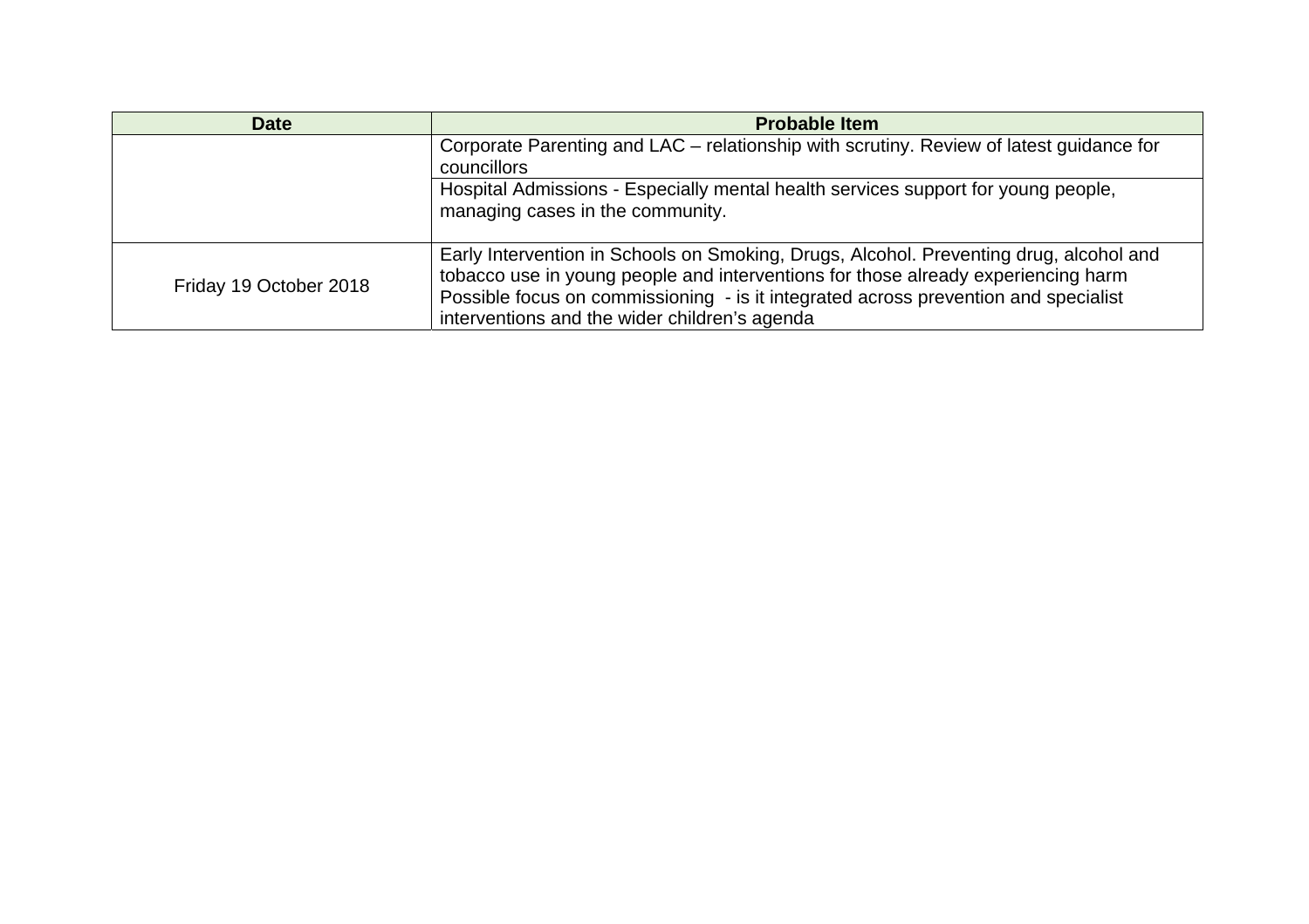| Date | Probable Item |
|---|---|
| | Corporate Parenting and LAC – relationship with scrutiny. Review of latest guidance for councillors |
| | Hospital Admissions - Especially mental health services support for young people, managing cases in the community. |
| Friday 19 October 2018 | Early Intervention in Schools on Smoking, Drugs, Alcohol. Preventing drug, alcohol and tobacco use in young people and interventions for those already experiencing harm Possible focus on commissioning - is it integrated across prevention and specialist interventions and the wider children's agenda |